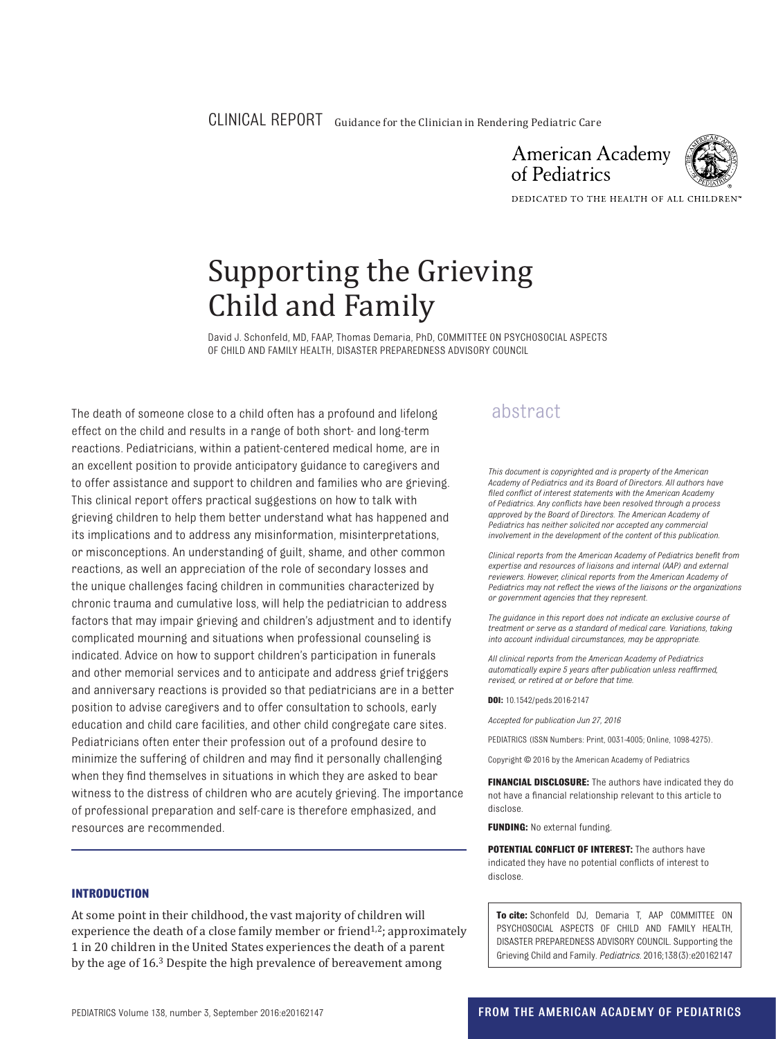CLINICAL REPORT Guidance for the Clinician in Rendering Pediatric Care

American Academy of Pediatrics

DEDICATED TO THE HEALTH OF ALL CHILDREN™

# Supporting the Grieving Child and Family

David J. Schonfeld, MD, FAAP, Thomas Demaria, PhD, COMMITTEE ON PSYCHOSOCIAL ASPECTS OF CHILD AND FAMILY HEALTH, DISASTER PREPAREDNESS ADVISORY COUNCIL

## abstract

The death of someone close to a child often has a profound and lifelong effect on the child and results in a range of both short- and long-term reactions. Pediatricians, within a patient-centered medical home, are in an excellent position to provide anticipatory guidance to caregivers and to offer assistance and support to children and families who are grieving. This clinical report offers practical suggestions on how to talk with grieving children to help them better understand what has happened and its implications and to address any misinformation, misinterpretations, or misconceptions. An understanding of guilt, shame, and other common reactions, as well an appreciation of the role of secondary losses and the unique challenges facing children in communities characterized by chronic trauma and cumulative loss, will help the pediatrician to address factors that may impair grieving and children's adjustment and to identify complicated mourning and situations when professional counseling is indicated. Advice on how to support children's participation in funerals and other memorial services and to anticipate and address grief triggers and anniversary reactions is provided so that pediatricians are in a better position to advise caregivers and to offer consultation to schools, early education and child care facilities, and other child congregate care sites. Pediatricians often enter their profession out of a profound desire to minimize the suffering of children and may find it personally challenging when they find themselves in situations in which they are asked to bear witness to the distress of children who are acutely grieving. The importance of professional preparation and self-care is therefore emphasized, and resources are recommended.

*This document is copyrighted and is property of the American Academy of Pediatrics and its Board of Directors. All authors have filed conflict of interest statements with the American Academy of Pediatrics. Any conflicts have been resolved through a process approved by the Board of Directors. The American Academy of Pediatrics has neither solicited nor accepted any commercial involvement in the development of the content of this publication.*

*Clinical reports from the American Academy of Pediatrics benefit from expertise and resources of liaisons and internal (AAP) and external reviewers. However, clinical reports from the American Academy of Pediatrics may not reflect the views of the liaisons or the organizations or government agencies that they represent.*

*The guidance in this report does not indicate an exclusive course of treatment or serve as a standard of medical care. Variations, taking into account individual circumstances, may be appropriate.*

*All clinical reports from the American Academy of Pediatrics automatically expire 5 years after publication unless reaffirmed, revised, or retired at or before that time.*

**DOI:** 10.1542/peds.2016-2147

*Accepted for publication Jun 27, 2016*

PEDIATRICS (ISSN Numbers: Print, 0031-4005; Online, 1098-4275).

Copyright © 2016 by the American Academy of Pediatrics

**FINANCIAL DISCLOSURE:** The authors have indicated they do not have a financial relationship relevant to this article to disclose.

**FUNDING:** No external funding.

**POTENTIAL CONFLICT OF INTEREST:** The authors have indicated they have no potential conflicts of interest to disclose.

**To cite:** Schonfeld DJ, Demaria T, AAP COMMITTEE ON PSYCHOSOCIAL ASPECTS OF CHILD AND FAMILY HEALTH, DISASTER PREPAREDNESS ADVISORY COUNCIL. Supporting the Grieving Child and Family. *Pediatrics.* 2016;138(3):e20162147

## INTRODUCTION

At some point in their childhood, the vast majority of children will experience the death of a close family member or friend[1,2]; approximately 1 in 20 children in the United States experiences the death of a parent by the age of 16.[3] Despite the high prevalence of bereavement among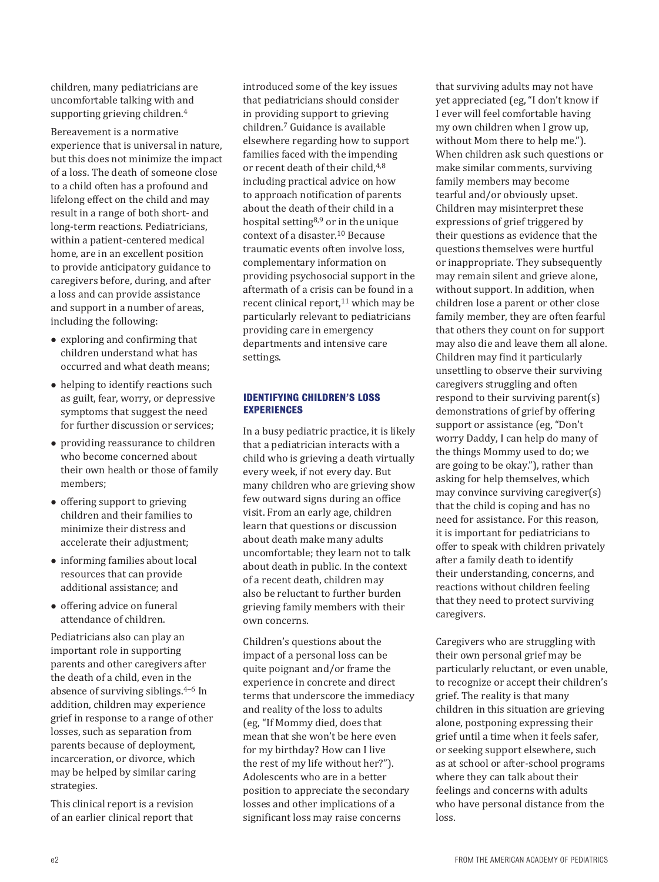children, many pediatricians are uncomfortable talking with and supporting grieving children.[4]

Bereavement is a normative experience that is universal in nature, but this does not minimize the impact of a loss. The death of someone close to a child often has a profound and lifelong effect on the child and may result in a range of both short- and long-term reactions. Pediatricians, within a patient-centered medical home, are in an excellent position to provide anticipatory guidance to caregivers before, during, and after a loss and can provide assistance and support in a number of areas, including the following:

- exploring and confirming that children understand what has occurred and what death means;
- helping to identify reactions such as guilt, fear, worry, or depressive symptoms that suggest the need for further discussion or services;
- providing reassurance to children who become concerned about their own health or those of family members;
- offering support to grieving children and their families to minimize their distress and accelerate their adjustment;
- informing families about local resources that can provide additional assistance; and
- offering advice on funeral attendance of children.

Pediatricians also can play an important role in supporting parents and other caregivers after the death of a child, even in the absence of surviving siblings.[4–6] In addition, children may experience grief in response to a range of other losses, such as separation from parents because of deployment, incarceration, or divorce, which may be helped by similar caring strategies.

This clinical report is a revision of an earlier clinical report that introduced some of the key issues that pediatricians should consider in providing support to grieving children.[7] Guidance is available elsewhere regarding how to support families faced with the impending or recent death of their child,[4,8] including practical advice on how to approach notification of parents about the death of their child in a hospital setting[8,9] or in the unique context of a disaster.[10] Because traumatic events often involve loss, complementary information on providing psychosocial support in the aftermath of a crisis can be found in a recent clinical report,[11] which may be particularly relevant to pediatricians providing care in emergency departments and intensive care settings.

## IDENTIFYING CHILDREN'S LOSS EXPERIENCES

In a busy pediatric practice, it is likely that a pediatrician interacts with a child who is grieving a death virtually every week, if not every day. But many children who are grieving show few outward signs during an office visit. From an early age, children learn that questions or discussion about death make many adults uncomfortable; they learn not to talk about death in public. In the context of a recent death, children may also be reluctant to further burden grieving family members with their own concerns.

Children's questions about the impact of a personal loss can be quite poignant and/or frame the experience in concrete and direct terms that underscore the immediacy and reality of the loss to adults (eg, "If Mommy died, does that mean that she won't be here even for my birthday? How can I live the rest of my life without her?"). Adolescents who are in a better position to appreciate the secondary losses and other implications of a significant loss may raise concerns that surviving adults may not have yet appreciated (eg, "I don't know if I ever will feel comfortable having my own children when I grow up, without Mom there to help me."). When children ask such questions or make similar comments, surviving family members may become tearful and/or obviously upset. Children may misinterpret these expressions of grief triggered by their questions as evidence that the questions themselves were hurtful or inappropriate. They subsequently may remain silent and grieve alone, without support. In addition, when children lose a parent or other close family member, they are often fearful that others they count on for support may also die and leave them all alone. Children may find it particularly unsettling to observe their surviving caregivers struggling and often respond to their surviving parent(s) demonstrations of grief by offering support or assistance (eg, "Don't worry Daddy, I can help do many of the things Mommy used to do; we are going to be okay."), rather than asking for help themselves, which may convince surviving caregiver(s) that the child is coping and has no need for assistance. For this reason, it is important for pediatricians to offer to speak with children privately after a family death to identify their understanding, concerns, and reactions without children feeling that they need to protect surviving caregivers.

Caregivers who are struggling with their own personal grief may be particularly reluctant, or even unable, to recognize or accept their children's grief. The reality is that many children in this situation are grieving alone, postponing expressing their grief until a time when it feels safer, or seeking support elsewhere, such as at school or after-school programs where they can talk about their feelings and concerns with adults who have personal distance from the loss.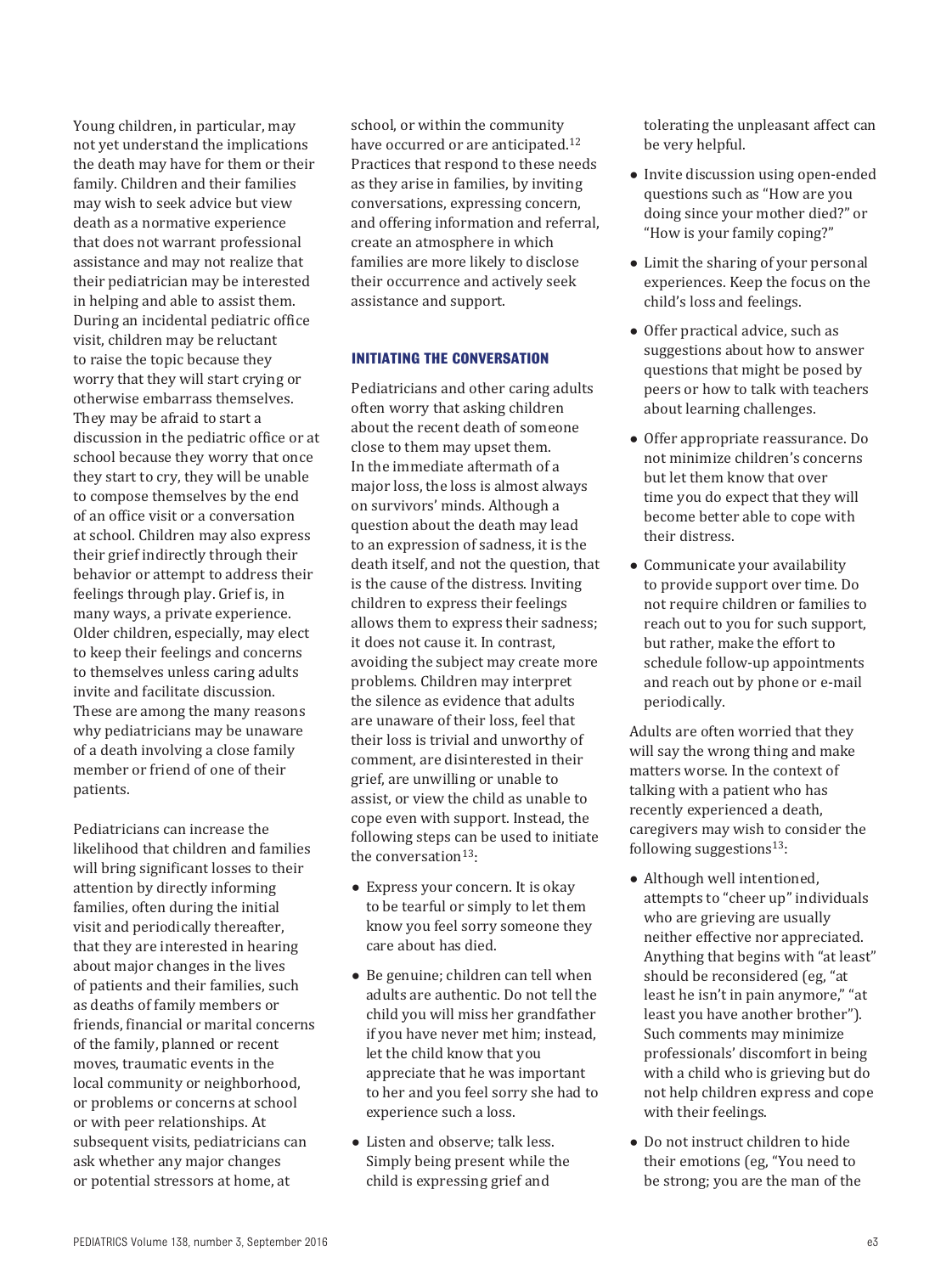Young children, in particular, may not yet understand the implications the death may have for them or their family. Children and their families may wish to seek advice but view death as a normative experience that does not warrant professional assistance and may not realize that their pediatrician may be interested in helping and able to assist them. During an incidental pediatric office visit, children may be reluctant to raise the topic because they worry that they will start crying or otherwise embarrass themselves. They may be afraid to start a discussion in the pediatric office or at school because they worry that once they start to cry, they will be unable to compose themselves by the end of an office visit or a conversation at school. Children may also express their grief indirectly through their behavior or attempt to address their feelings through play. Grief is, in many ways, a private experience. Older children, especially, may elect to keep their feelings and concerns to themselves unless caring adults invite and facilitate discussion. These are among the many reasons why pediatricians may be unaware of a death involving a close family member or friend of one of their patients.

Pediatricians can increase the likelihood that children and families will bring significant losses to their attention by directly informing families, often during the initial visit and periodically thereafter, that they are interested in hearing about major changes in the lives of patients and their families, such as deaths of family members or friends, financial or marital concerns of the family, planned or recent moves, traumatic events in the local community or neighborhood, or problems or concerns at school or with peer relationships. At subsequent visits, pediatricians can ask whether any major changes or potential stressors at home, at school, or within the community have occurred or are anticipated.[12] Practices that respond to these needs as they arise in families, by inviting conversations, expressing concern, and offering information and referral, create an atmosphere in which families are more likely to disclose their occurrence and actively seek assistance and support.

## INITIATING THE CONVERSATION

Pediatricians and other caring adults often worry that asking children about the recent death of someone close to them may upset them. In the immediate aftermath of a major loss, the loss is almost always on survivors' minds. Although a question about the death may lead to an expression of sadness, it is the death itself, and not the question, that is the cause of the distress. Inviting children to express their feelings allows them to express their sadness; it does not cause it. In contrast, avoiding the subject may create more problems. Children may interpret the silence as evidence that adults are unaware of their loss, feel that their loss is trivial and unworthy of comment, are disinterested in their grief, are unwilling or unable to assist, or view the child as unable to cope even with support. Instead, the following steps can be used to initiate the conversation[13]:

- Express your concern. It is okay to be tearful or simply to let them know you feel sorry someone they care about has died.
- Be genuine; children can tell when adults are authentic. Do not tell the child you will miss her grandfather if you have never met him; instead, let the child know that you appreciate that he was important to her and you feel sorry she had to experience such a loss.
- Listen and observe; talk less. Simply being present while the child is expressing grief and tolerating the unpleasant affect can be very helpful.
- Invite discussion using open-ended questions such as "How are you doing since your mother died?" or "How is your family coping?"
- Limit the sharing of your personal experiences. Keep the focus on the child's loss and feelings.
- Offer practical advice, such as suggestions about how to answer questions that might be posed by peers or how to talk with teachers about learning challenges.
- Offer appropriate reassurance. Do not minimize children's concerns but let them know that over time you do expect that they will become better able to cope with their distress.
- Communicate your availability to provide support over time. Do not require children or families to reach out to you for such support, but rather, make the effort to schedule follow-up appointments and reach out by phone or e-mail periodically.

Adults are often worried that they will say the wrong thing and make matters worse. In the context of talking with a patient who has recently experienced a death, caregivers may wish to consider the following suggestions[13]:

- Although well intentioned, attempts to "cheer up" individuals who are grieving are usually neither effective nor appreciated. Anything that begins with "at least" should be reconsidered (eg, "at least he isn't in pain anymore," "at least you have another brother"). Such comments may minimize professionals' discomfort in being with a child who is grieving but do not help children express and cope with their feelings.
- Do not instruct children to hide their emotions (eg, "You need to be strong; you are the man of the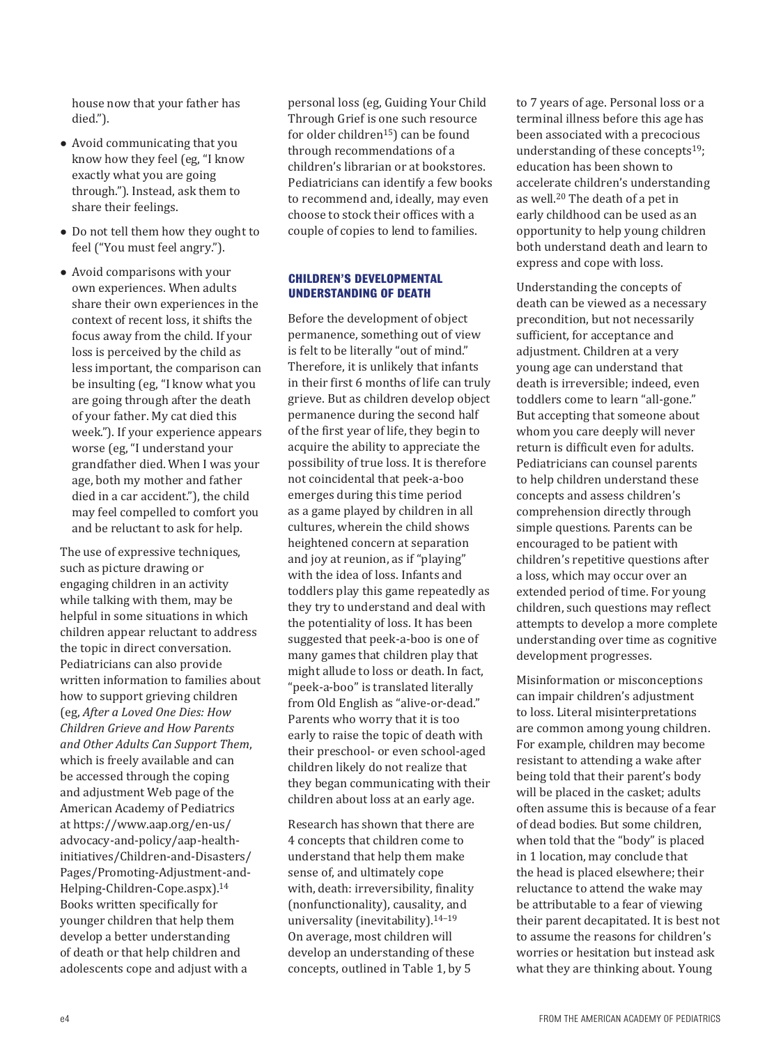house now that your father has died.").

- Avoid communicating that you know how they feel (eg, "I know exactly what you are going through."). Instead, ask them to share their feelings.
- Do not tell them how they ought to feel ("You must feel angry.").
- Avoid comparisons with your own experiences. When adults share their own experiences in the context of recent loss, it shifts the focus away from the child. If your loss is perceived by the child as less important, the comparison can be insulting (eg, "I know what you are going through after the death of your father. My cat died this week."). If your experience appears worse (eg, "I understand your grandfather died. When I was your age, both my mother and father died in a car accident."), the child may feel compelled to comfort you and be reluctant to ask for help.

The use of expressive techniques, such as picture drawing or engaging children in an activity while talking with them, may be helpful in some situations in which children appear reluctant to address the topic in direct conversation. Pediatricians can also provide written information to families about how to support grieving children (eg, *After a Loved One Dies: How Children Grieve and How Parents and Other Adults Can Support Them*, which is freely available and can be accessed through the coping and adjustment Web page of the American Academy of Pediatrics at https://www.aap.org/en-us/advocacy-and-policy/aap-health-initiatives/Children-and-Disasters/Pages/Promoting-Adjustment-and-Helping-Children-Cope.aspx).[14] Books written specifically for younger children that help them develop a better understanding of death or that help children and adolescents cope and adjust with a personal loss (eg, Guiding Your Child Through Grief is one such resource for older children[15]) can be found through recommendations of a children's librarian or at bookstores. Pediatricians can identify a few books to recommend and, ideally, may even choose to stock their offices with a couple of copies to lend to families.

## CHILDREN'S DEVELOPMENTAL UNDERSTANDING OF DEATH

Before the development of object permanence, something out of view is felt to be literally "out of mind." Therefore, it is unlikely that infants in their first 6 months of life can truly grieve. But as children develop object permanence during the second half of the first year of life, they begin to acquire the ability to appreciate the possibility of true loss. It is therefore not coincidental that peek-a-boo emerges during this time period as a game played by children in all cultures, wherein the child shows heightened concern at separation and joy at reunion, as if "playing" with the idea of loss. Infants and toddlers play this game repeatedly as they try to understand and deal with the potentiality of loss. It has been suggested that peek-a-boo is one of many games that children play that might allude to loss or death. In fact, "peek-a-boo" is translated literally from Old English as "alive-or-dead." Parents who worry that it is too early to raise the topic of death with their preschool- or even school-aged children likely do not realize that they began communicating with their children about loss at an early age.

Research has shown that there are 4 concepts that children come to understand that help them make sense of, and ultimately cope with, death: irreversibility, finality (nonfunctionality), causality, and universality (inevitability).[14–19] On average, most children will develop an understanding of these concepts, outlined in Table 1, by 5 to 7 years of age. Personal loss or a terminal illness before this age has been associated with a precocious understanding of these concepts[19]; education has been shown to accelerate children's understanding as well.[20] The death of a pet in early childhood can be used as an opportunity to help young children both understand death and learn to express and cope with loss.

Understanding the concepts of death can be viewed as a necessary precondition, but not necessarily sufficient, for acceptance and adjustment. Children at a very young age can understand that death is irreversible; indeed, even toddlers come to learn "all-gone." But accepting that someone about whom you care deeply will never return is difficult even for adults. Pediatricians can counsel parents to help children understand these concepts and assess children's comprehension directly through simple questions. Parents can be encouraged to be patient with children's repetitive questions after a loss, which may occur over an extended period of time. For young children, such questions may reflect attempts to develop a more complete understanding over time as cognitive development progresses.

Misinformation or misconceptions can impair children's adjustment to loss. Literal misinterpretations are common among young children. For example, children may become resistant to attending a wake after being told that their parent's body will be placed in the casket; adults often assume this is because of a fear of dead bodies. But some children, when told that the "body" is placed in 1 location, may conclude that the head is placed elsewhere; their reluctance to attend the wake may be attributable to a fear of viewing their parent decapitated. It is best not to assume the reasons for children's worries or hesitation but instead ask what they are thinking about. Young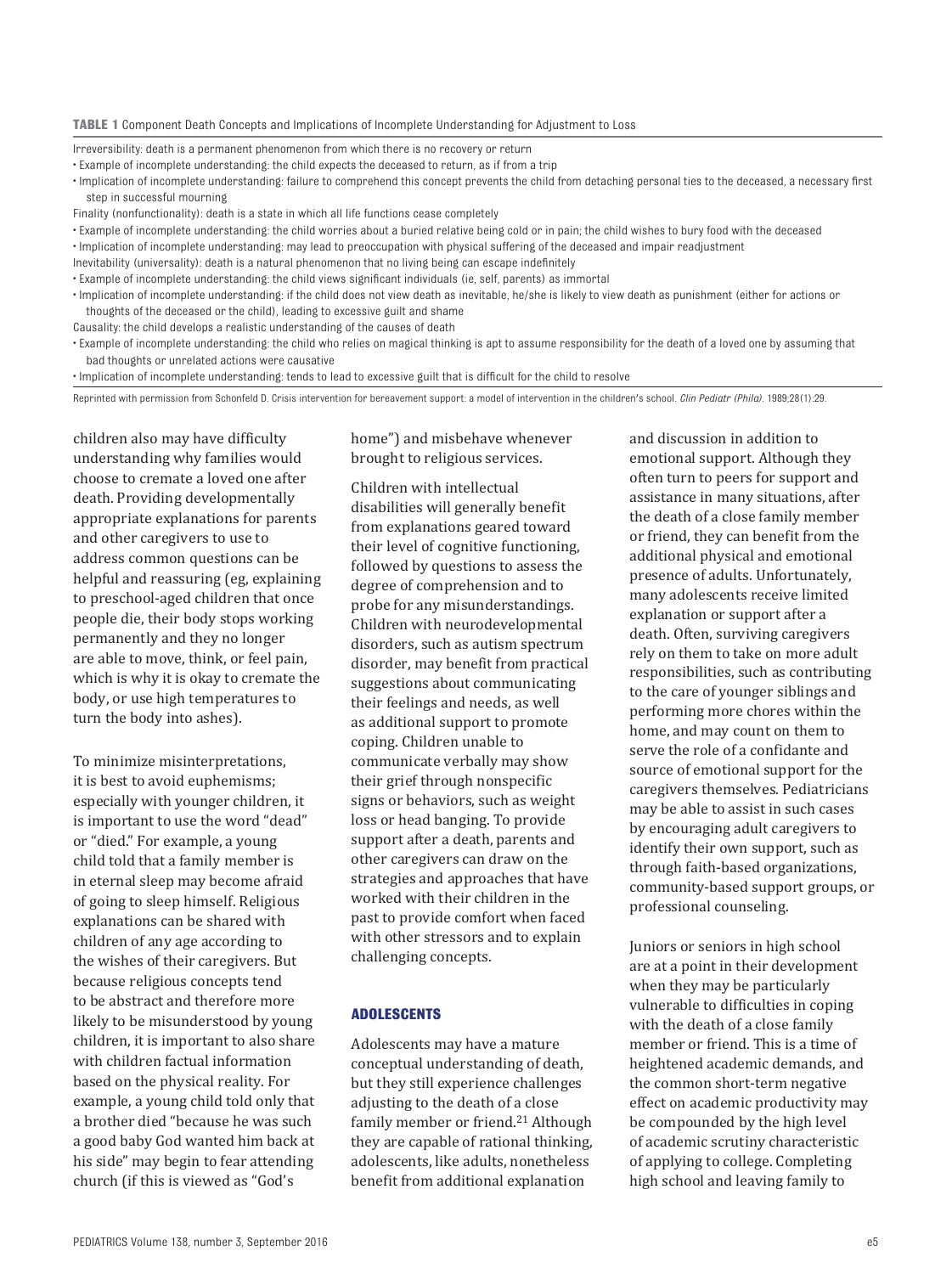**TABLE 1** Component Death Concepts and Implications of Incomplete Understanding for Adjustment to Loss

Irreversibility: death is a permanent phenomenon from which there is no recovery or return

- Example of incomplete understanding: the child expects the deceased to return, as if from a trip
- Implication of incomplete understanding: failure to comprehend this concept prevents the child from detaching personal ties to the deceased, a necessary first step in successful mourning

Finality (nonfunctionality): death is a state in which all life functions cease completely

- Example of incomplete understanding: the child worries about a buried relative being cold or in pain; the child wishes to bury food with the deceased
- Implication of incomplete understanding: may lead to preoccupation with physical suffering of the deceased and impair readjustment

Inevitability (universality): death is a natural phenomenon that no living being can escape indefinitely

- Example of incomplete understanding: the child views significant individuals (ie, self, parents) as immortal
- Implication of incomplete understanding: if the child does not view death as inevitable, he/she is likely to view death as punishment (either for actions or thoughts of the deceased or the child), leading to excessive guilt and shame

Causality: the child develops a realistic understanding of the causes of death

- Example of incomplete understanding: the child who relies on magical thinking is apt to assume responsibility for the death of a loved one by assuming that bad thoughts or unrelated actions were causative
- Implication of incomplete understanding: tends to lead to excessive guilt that is difficult for the child to resolve

Reprinted with permission from Schonfeld D. Crisis intervention for bereavement support: a model of intervention in the children's school. *Clin Pediatr (Phila)*. 1989;28(1):29.

children also may have difficulty understanding why families would choose to cremate a loved one after death. Providing developmentally appropriate explanations for parents and other caregivers to use to address common questions can be helpful and reassuring (eg, explaining to preschool-aged children that once people die, their body stops working permanently and they no longer are able to move, think, or feel pain, which is why it is okay to cremate the body, or use high temperatures to turn the body into ashes).

To minimize misinterpretations, it is best to avoid euphemisms; especially with younger children, it is important to use the word "dead" or "died." For example, a young child told that a family member is in eternal sleep may become afraid of going to sleep himself. Religious explanations can be shared with children of any age according to the wishes of their caregivers. But because religious concepts tend to be abstract and therefore more likely to be misunderstood by young children, it is important to also share with children factual information based on the physical reality. For example, a young child told only that a brother died "because he was such a good baby God wanted him back at his side" may begin to fear attending church (if this is viewed as "God's home") and misbehave whenever brought to religious services.

Children with intellectual disabilities will generally benefit from explanations geared toward their level of cognitive functioning, followed by questions to assess the degree of comprehension and to probe for any misunderstandings. Children with neurodevelopmental disorders, such as autism spectrum disorder, may benefit from practical suggestions about communicating their feelings and needs, as well as additional support to promote coping. Children unable to communicate verbally may show their grief through nonspecific signs or behaviors, such as weight loss or head banging. To provide support after a death, parents and other caregivers can draw on the strategies and approaches that have worked with their children in the past to provide comfort when faced with other stressors and to explain challenging concepts.

## ADOLESCENTS

Adolescents may have a mature conceptual understanding of death, but they still experience challenges adjusting to the death of a close family member or friend.[21] Although they are capable of rational thinking, adolescents, like adults, nonetheless benefit from additional explanation and discussion in addition to emotional support. Although they often turn to peers for support and assistance in many situations, after the death of a close family member or friend, they can benefit from the additional physical and emotional presence of adults. Unfortunately, many adolescents receive limited explanation or support after a death. Often, surviving caregivers rely on them to take on more adult responsibilities, such as contributing to the care of younger siblings and performing more chores within the home, and may count on them to serve the role of a confidante and source of emotional support for the caregivers themselves. Pediatricians may be able to assist in such cases by encouraging adult caregivers to identify their own support, such as through faith-based organizations, community-based support groups, or professional counseling.

Juniors or seniors in high school are at a point in their development when they may be particularly vulnerable to difficulties in coping with the death of a close family member or friend. This is a time of heightened academic demands, and the common short-term negative effect on academic productivity may be compounded by the high level of academic scrutiny characteristic of applying to college. Completing high school and leaving family to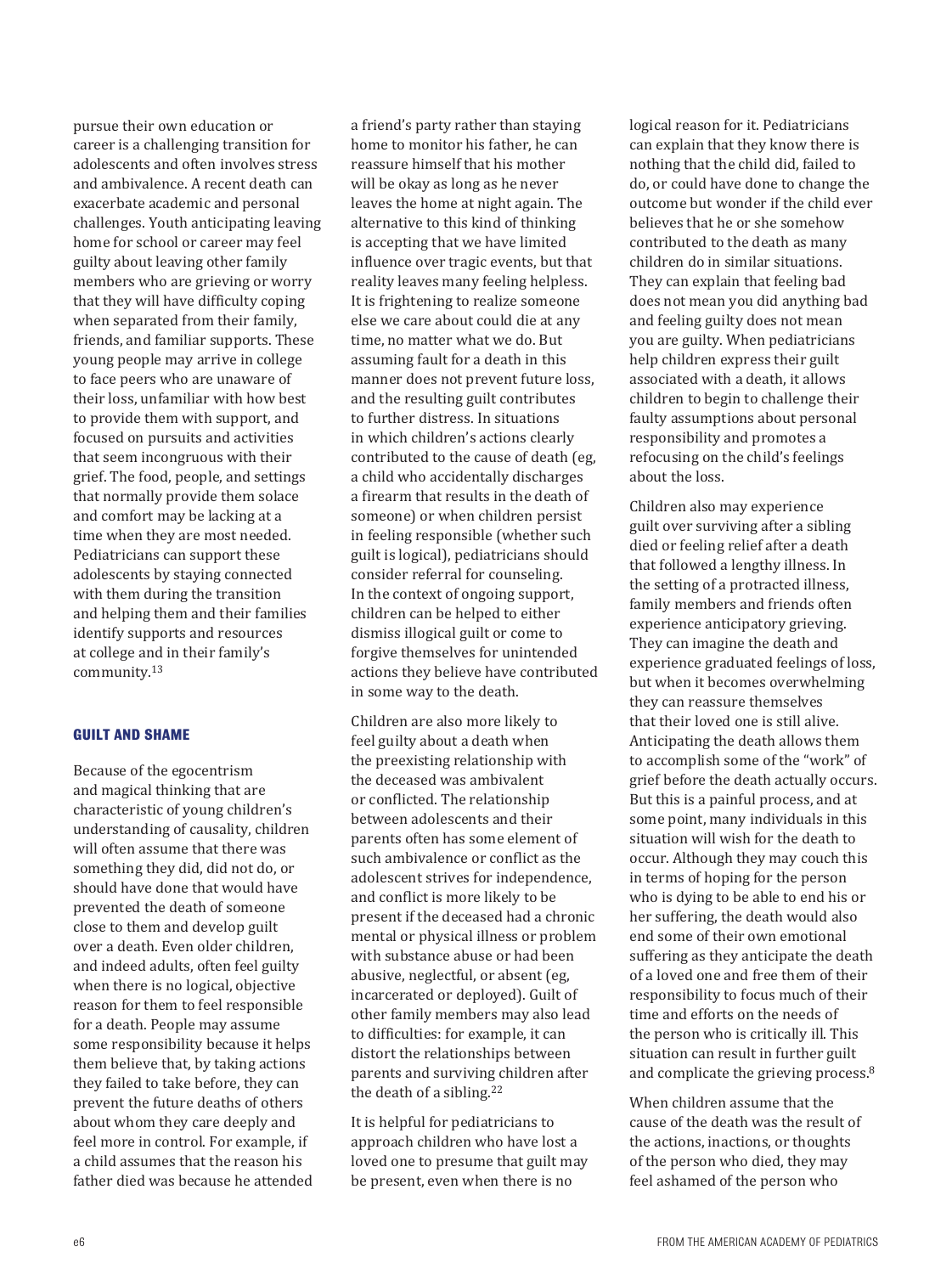pursue their own education or career is a challenging transition for adolescents and often involves stress and ambivalence. A recent death can exacerbate academic and personal challenges. Youth anticipating leaving home for school or career may feel guilty about leaving other family members who are grieving or worry that they will have difficulty coping when separated from their family, friends, and familiar supports. These young people may arrive in college to face peers who are unaware of their loss, unfamiliar with how best to provide them with support, and focused on pursuits and activities that seem incongruous with their grief. The food, people, and settings that normally provide them solace and comfort may be lacking at a time when they are most needed. Pediatricians can support these adolescents by staying connected with them during the transition and helping them and their families identify supports and resources at college and in their family's community.[13]

## GUILT AND SHAME

Because of the egocentrism and magical thinking that are characteristic of young children's understanding of causality, children will often assume that there was something they did, did not do, or should have done that would have prevented the death of someone close to them and develop guilt over a death. Even older children, and indeed adults, often feel guilty when there is no logical, objective reason for them to feel responsible for a death. People may assume some responsibility because it helps them believe that, by taking actions they failed to take before, they can prevent the future deaths of others about whom they care deeply and feel more in control. For example, if a child assumes that the reason his father died was because he attended a friend's party rather than staying home to monitor his father, he can reassure himself that his mother will be okay as long as he never leaves the home at night again. The alternative to this kind of thinking is accepting that we have limited influence over tragic events, but that reality leaves many feeling helpless. It is frightening to realize someone else we care about could die at any time, no matter what we do. But assuming fault for a death in this manner does not prevent future loss, and the resulting guilt contributes to further distress. In situations in which children's actions clearly contributed to the cause of death (eg, a child who accidentally discharges a firearm that results in the death of someone) or when children persist in feeling responsible (whether such guilt is logical), pediatricians should consider referral for counseling. In the context of ongoing support, children can be helped to either dismiss illogical guilt or come to forgive themselves for unintended actions they believe have contributed in some way to the death.

Children are also more likely to feel guilty about a death when the preexisting relationship with the deceased was ambivalent or conflicted. The relationship between adolescents and their parents often has some element of such ambivalence or conflict as the adolescent strives for independence, and conflict is more likely to be present if the deceased had a chronic mental or physical illness or problem with substance abuse or had been abusive, neglectful, or absent (eg, incarcerated or deployed). Guilt of other family members may also lead to difficulties: for example, it can distort the relationships between parents and surviving children after the death of a sibling.[22]

It is helpful for pediatricians to approach children who have lost a loved one to presume that guilt may be present, even when there is no logical reason for it. Pediatricians can explain that they know there is nothing that the child did, failed to do, or could have done to change the outcome but wonder if the child ever believes that he or she somehow contributed to the death as many children do in similar situations. They can explain that feeling bad does not mean you did anything bad and feeling guilty does not mean you are guilty. When pediatricians help children express their guilt associated with a death, it allows children to begin to challenge their faulty assumptions about personal responsibility and promotes a refocusing on the child's feelings about the loss.

Children also may experience guilt over surviving after a sibling died or feeling relief after a death that followed a lengthy illness. In the setting of a protracted illness, family members and friends often experience anticipatory grieving. They can imagine the death and experience graduated feelings of loss, but when it becomes overwhelming they can reassure themselves that their loved one is still alive. Anticipating the death allows them to accomplish some of the "work" of grief before the death actually occurs. But this is a painful process, and at some point, many individuals in this situation will wish for the death to occur. Although they may couch this in terms of hoping for the person who is dying to be able to end his or her suffering, the death would also end some of their own emotional suffering as they anticipate the death of a loved one and free them of their responsibility to focus much of their time and efforts on the needs of the person who is critically ill. This situation can result in further guilt and complicate the grieving process.[8]

When children assume that the cause of the death was the result of the actions, inactions, or thoughts of the person who died, they may feel ashamed of the person who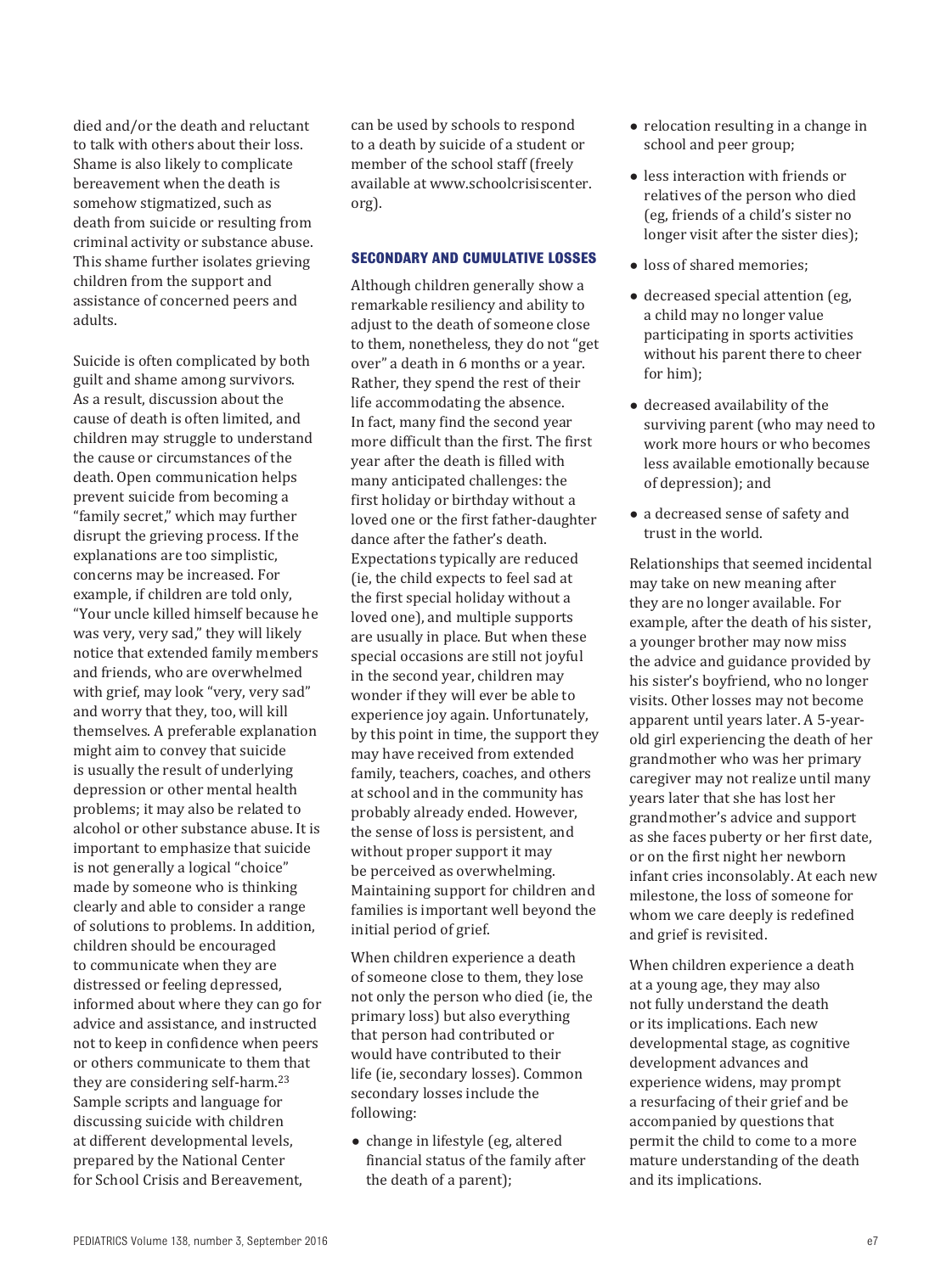died and/or the death and reluctant to talk with others about their loss. Shame is also likely to complicate bereavement when the death is somehow stigmatized, such as death from suicide or resulting from criminal activity or substance abuse. This shame further isolates grieving children from the support and assistance of concerned peers and adults.

Suicide is often complicated by both guilt and shame among survivors. As a result, discussion about the cause of death is often limited, and children may struggle to understand the cause or circumstances of the death. Open communication helps prevent suicide from becoming a "family secret," which may further disrupt the grieving process. If the explanations are too simplistic, concerns may be increased. For example, if children are told only, "Your uncle killed himself because he was very, very sad," they will likely notice that extended family members and friends, who are overwhelmed with grief, may look "very, very sad" and worry that they, too, will kill themselves. A preferable explanation might aim to convey that suicide is usually the result of underlying depression or other mental health problems; it may also be related to alcohol or other substance abuse. It is important to emphasize that suicide is not generally a logical "choice" made by someone who is thinking clearly and able to consider a range of solutions to problems. In addition, children should be encouraged to communicate when they are distressed or feeling depressed, informed about where they can go for advice and assistance, and instructed not to keep in confidence when peers or others communicate to them that they are considering self-harm.[23] Sample scripts and language for discussing suicide with children at different developmental levels, prepared by the National Center for School Crisis and Bereavement, can be used by schools to respond to a death by suicide of a student or member of the school staff (freely available at www.schoolcrisiscenter.org).

## SECONDARY AND CUMULATIVE LOSSES

Although children generally show a remarkable resiliency and ability to adjust to the death of someone close to them, nonetheless, they do not "get over" a death in 6 months or a year. Rather, they spend the rest of their life accommodating the absence. In fact, many find the second year more difficult than the first. The first year after the death is filled with many anticipated challenges: the first holiday or birthday without a loved one or the first father-daughter dance after the father's death. Expectations typically are reduced (ie, the child expects to feel sad at the first special holiday without a loved one), and multiple supports are usually in place. But when these special occasions are still not joyful in the second year, children may wonder if they will ever be able to experience joy again. Unfortunately, by this point in time, the support they may have received from extended family, teachers, coaches, and others at school and in the community has probably already ended. However, the sense of loss is persistent, and without proper support it may be perceived as overwhelming. Maintaining support for children and families is important well beyond the initial period of grief.

When children experience a death of someone close to them, they lose not only the person who died (ie, the primary loss) but also everything that person had contributed or would have contributed to their life (ie, secondary losses). Common secondary losses include the following:

- change in lifestyle (eg, altered financial status of the family after the death of a parent);
- relocation resulting in a change in school and peer group;
- less interaction with friends or relatives of the person who died (eg, friends of a child's sister no longer visit after the sister dies);
- loss of shared memories;
- decreased special attention (eg, a child may no longer value participating in sports activities without his parent there to cheer for him);
- decreased availability of the surviving parent (who may need to work more hours or who becomes less available emotionally because of depression); and
- a decreased sense of safety and trust in the world.

Relationships that seemed incidental may take on new meaning after they are no longer available. For example, after the death of his sister, a younger brother may now miss the advice and guidance provided by his sister's boyfriend, who no longer visits. Other losses may not become apparent until years later. A 5-year-old girl experiencing the death of her grandmother who was her primary caregiver may not realize until many years later that she has lost her grandmother's advice and support as she faces puberty or her first date, or on the first night her newborn infant cries inconsolably. At each new milestone, the loss of someone for whom we care deeply is redefined and grief is revisited.

When children experience a death at a young age, they may also not fully understand the death or its implications. Each new developmental stage, as cognitive development advances and experience widens, may prompt a resurfacing of their grief and be accompanied by questions that permit the child to come to a more mature understanding of the death and its implications.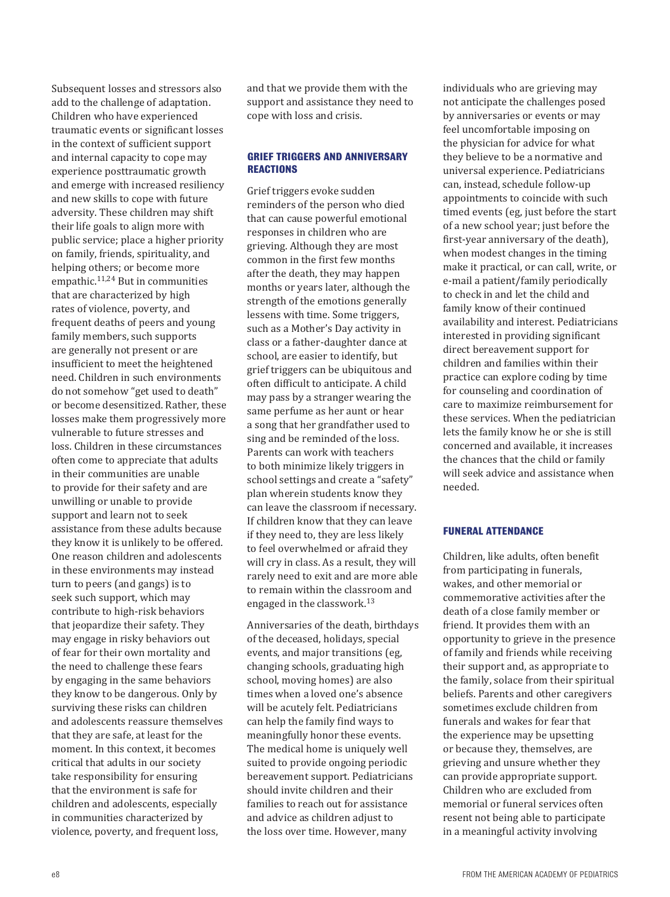Subsequent losses and stressors also add to the challenge of adaptation. Children who have experienced traumatic events or significant losses in the context of sufficient support and internal capacity to cope may experience posttraumatic growth and emerge with increased resiliency and new skills to cope with future adversity. These children may shift their life goals to align more with public service; place a higher priority on family, friends, spirituality, and helping others; or become more empathic.[11,24] But in communities that are characterized by high rates of violence, poverty, and frequent deaths of peers and young family members, such supports are generally not present or are insufficient to meet the heightened need. Children in such environments do not somehow "get used to death" or become desensitized. Rather, these losses make them progressively more vulnerable to future stresses and loss. Children in these circumstances often come to appreciate that adults in their communities are unable to provide for their safety and are unwilling or unable to provide support and learn not to seek assistance from these adults because they know it is unlikely to be offered. One reason children and adolescents in these environments may instead turn to peers (and gangs) is to seek such support, which may contribute to high-risk behaviors that jeopardize their safety. They may engage in risky behaviors out of fear for their own mortality and the need to challenge these fears by engaging in the same behaviors they know to be dangerous. Only by surviving these risks can children and adolescents reassure themselves that they are safe, at least for the moment. In this context, it becomes critical that adults in our society take responsibility for ensuring that the environment is safe for children and adolescents, especially in communities characterized by violence, poverty, and frequent loss, and that we provide them with the support and assistance they need to cope with loss and crisis.

## GRIEF TRIGGERS AND ANNIVERSARY REACTIONS

Grief triggers evoke sudden reminders of the person who died that can cause powerful emotional responses in children who are grieving. Although they are most common in the first few months after the death, they may happen months or years later, although the strength of the emotions generally lessens with time. Some triggers, such as a Mother's Day activity in class or a father-daughter dance at school, are easier to identify, but grief triggers can be ubiquitous and often difficult to anticipate. A child may pass by a stranger wearing the same perfume as her aunt or hear a song that her grandfather used to sing and be reminded of the loss. Parents can work with teachers to both minimize likely triggers in school settings and create a "safety" plan wherein students know they can leave the classroom if necessary. If children know that they can leave if they need to, they are less likely to feel overwhelmed or afraid they will cry in class. As a result, they will rarely need to exit and are more able to remain within the classroom and engaged in the classwork.[13]

Anniversaries of the death, birthdays of the deceased, holidays, special events, and major transitions (eg, changing schools, graduating high school, moving homes) are also times when a loved one's absence will be acutely felt. Pediatricians can help the family find ways to meaningfully honor these events. The medical home is uniquely well suited to provide ongoing periodic bereavement support. Pediatricians should invite children and their families to reach out for assistance and advice as children adjust to the loss over time. However, many individuals who are grieving may not anticipate the challenges posed by anniversaries or events or may feel uncomfortable imposing on the physician for advice for what they believe to be a normative and universal experience. Pediatricians can, instead, schedule follow-up appointments to coincide with such timed events (eg, just before the start of a new school year; just before the first-year anniversary of the death), when modest changes in the timing make it practical, or can call, write, or e-mail a patient/family periodically to check in and let the child and family know of their continued availability and interest. Pediatricians interested in providing significant direct bereavement support for children and families within their practice can explore coding by time for counseling and coordination of care to maximize reimbursement for these services. When the pediatrician lets the family know he or she is still concerned and available, it increases the chances that the child or family will seek advice and assistance when needed.

## FUNERAL ATTENDANCE

Children, like adults, often benefit from participating in funerals, wakes, and other memorial or commemorative activities after the death of a close family member or friend. It provides them with an opportunity to grieve in the presence of family and friends while receiving their support and, as appropriate to the family, solace from their spiritual beliefs. Parents and other caregivers sometimes exclude children from funerals and wakes for fear that the experience may be upsetting or because they, themselves, are grieving and unsure whether they can provide appropriate support. Children who are excluded from memorial or funeral services often resent not being able to participate in a meaningful activity involving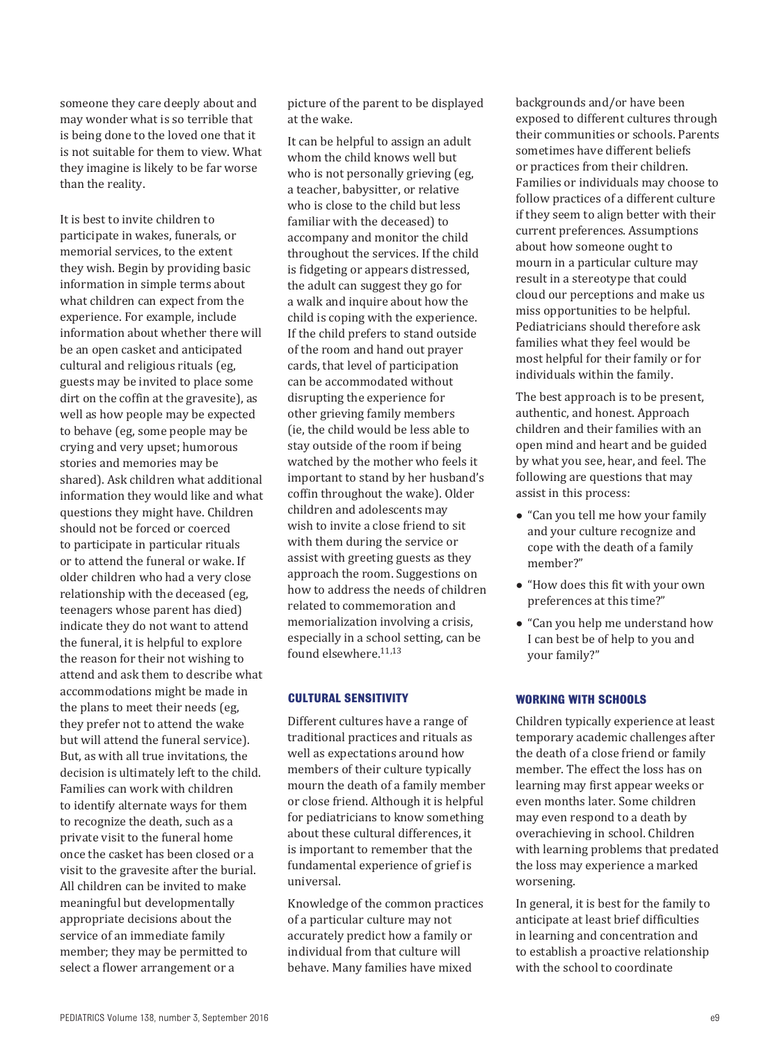someone they care deeply about and may wonder what is so terrible that is being done to the loved one that it is not suitable for them to view. What they imagine is likely to be far worse than the reality.

It is best to invite children to participate in wakes, funerals, or memorial services, to the extent they wish. Begin by providing basic information in simple terms about what children can expect from the experience. For example, include information about whether there will be an open casket and anticipated cultural and religious rituals (eg, guests may be invited to place some dirt on the coffin at the gravesite), as well as how people may be expected to behave (eg, some people may be crying and very upset; humorous stories and memories may be shared). Ask children what additional information they would like and what questions they might have. Children should not be forced or coerced to participate in particular rituals or to attend the funeral or wake. If older children who had a very close relationship with the deceased (eg, teenagers whose parent has died) indicate they do not want to attend the funeral, it is helpful to explore the reason for their not wishing to attend and ask them to describe what accommodations might be made in the plans to meet their needs (eg, they prefer not to attend the wake but will attend the funeral service). But, as with all true invitations, the decision is ultimately left to the child. Families can work with children to identify alternate ways for them to recognize the death, such as a private visit to the funeral home once the casket has been closed or a visit to the gravesite after the burial. All children can be invited to make meaningful but developmentally appropriate decisions about the service of an immediate family member; they may be permitted to select a flower arrangement or a picture of the parent to be displayed at the wake.

It can be helpful to assign an adult whom the child knows well but who is not personally grieving (eg, a teacher, babysitter, or relative who is close to the child but less familiar with the deceased) to accompany and monitor the child throughout the services. If the child is fidgeting or appears distressed, the adult can suggest they go for a walk and inquire about how the child is coping with the experience. If the child prefers to stand outside of the room and hand out prayer cards, that level of participation can be accommodated without disrupting the experience for other grieving family members (ie, the child would be less able to stay outside of the room if being watched by the mother who feels it important to stand by her husband's coffin throughout the wake). Older children and adolescents may wish to invite a close friend to sit with them during the service or assist with greeting guests as they approach the room. Suggestions on how to address the needs of children related to commemoration and memorialization involving a crisis, especially in a school setting, can be found elsewhere.[11,13]

## CULTURAL SENSITIVITY

Different cultures have a range of traditional practices and rituals as well as expectations around how members of their culture typically mourn the death of a family member or close friend. Although it is helpful for pediatricians to know something about these cultural differences, it is important to remember that the fundamental experience of grief is universal.

Knowledge of the common practices of a particular culture may not accurately predict how a family or individual from that culture will behave. Many families have mixed backgrounds and/or have been exposed to different cultures through their communities or schools. Parents sometimes have different beliefs or practices from their children. Families or individuals may choose to follow practices of a different culture if they seem to align better with their current preferences. Assumptions about how someone ought to mourn in a particular culture may result in a stereotype that could cloud our perceptions and make us miss opportunities to be helpful. Pediatricians should therefore ask families what they feel would be most helpful for their family or for individuals within the family.

The best approach is to be present, authentic, and honest. Approach children and their families with an open mind and heart and be guided by what you see, hear, and feel. The following are questions that may assist in this process:

- "Can you tell me how your family and your culture recognize and cope with the death of a family member?"
- "How does this fit with your own preferences at this time?"
- "Can you help me understand how I can best be of help to you and your family?"

## WORKING WITH SCHOOLS

Children typically experience at least temporary academic challenges after the death of a close friend or family member. The effect the loss has on learning may first appear weeks or even months later. Some children may even respond to a death by overachieving in school. Children with learning problems that predated the loss may experience a marked worsening.

In general, it is best for the family to anticipate at least brief difficulties in learning and concentration and to establish a proactive relationship with the school to coordinate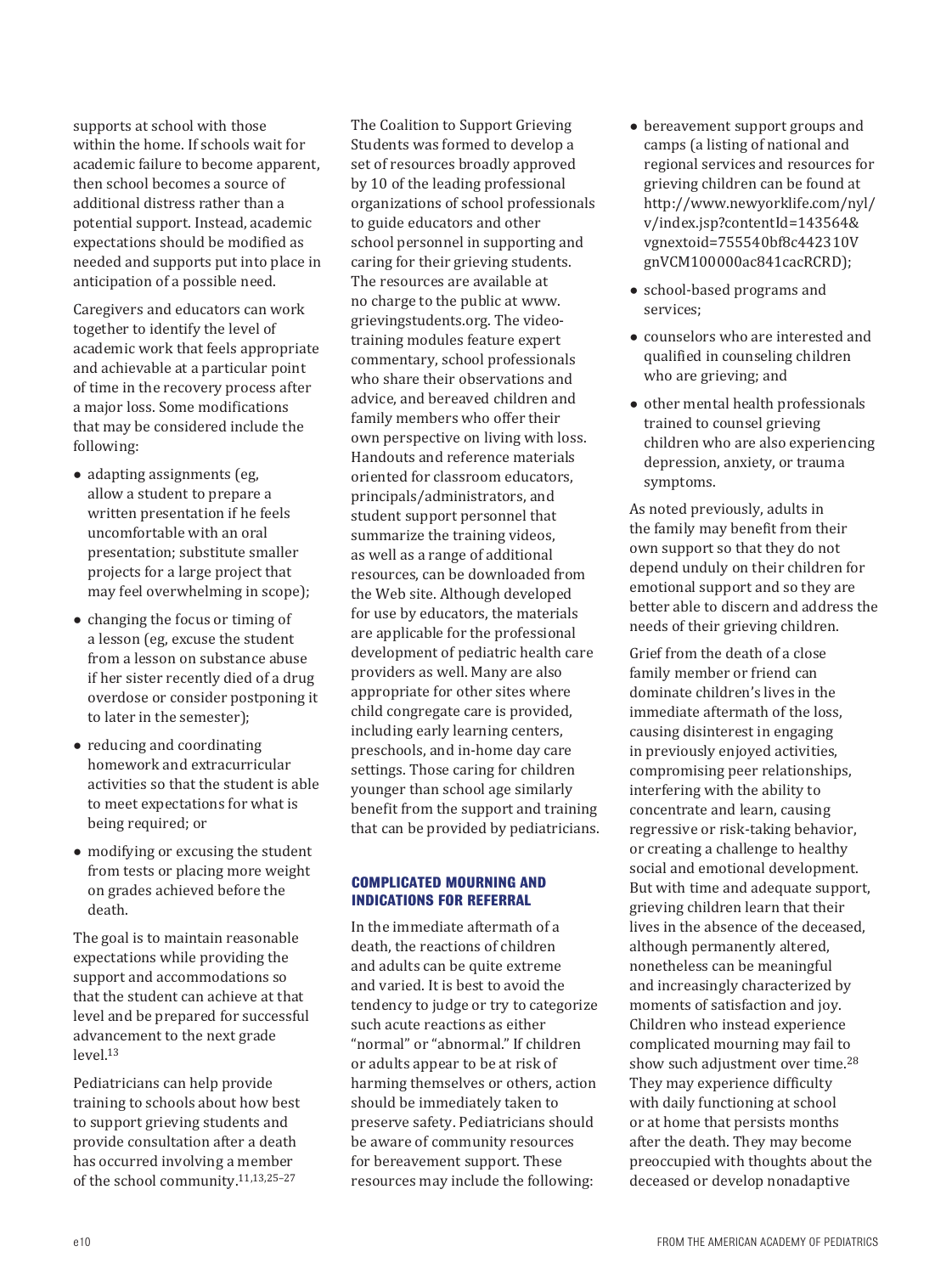supports at school with those within the home. If schools wait for academic failure to become apparent, then school becomes a source of additional distress rather than a potential support. Instead, academic expectations should be modified as needed and supports put into place in anticipation of a possible need.

Caregivers and educators can work together to identify the level of academic work that feels appropriate and achievable at a particular point of time in the recovery process after a major loss. Some modifications that may be considered include the following:

- adapting assignments (eg, allow a student to prepare a written presentation if he feels uncomfortable with an oral presentation; substitute smaller projects for a large project that may feel overwhelming in scope);
- changing the focus or timing of a lesson (eg, excuse the student from a lesson on substance abuse if her sister recently died of a drug overdose or consider postponing it to later in the semester);
- reducing and coordinating homework and extracurricular activities so that the student is able to meet expectations for what is being required; or
- modifying or excusing the student from tests or placing more weight on grades achieved before the death.

The goal is to maintain reasonable expectations while providing the support and accommodations so that the student can achieve at that level and be prepared for successful advancement to the next grade level.[13]

Pediatricians can help provide training to schools about how best to support grieving students and provide consultation after a death has occurred involving a member of the school community.[11,13,25–27]

The Coalition to Support Grieving Students was formed to develop a set of resources broadly approved by 10 of the leading professional organizations of school professionals to guide educators and other school personnel in supporting and caring for their grieving students. The resources are available at no charge to the public at www.grievingstudents.org. The video-training modules feature expert commentary, school professionals who share their observations and advice, and bereaved children and family members who offer their own perspective on living with loss. Handouts and reference materials oriented for classroom educators, principals/administrators, and student support personnel that summarize the training videos, as well as a range of additional resources, can be downloaded from the Web site. Although developed for use by educators, the materials are applicable for the professional development of pediatric health care providers as well. Many are also appropriate for other sites where child congregate care is provided, including early learning centers, preschools, and in-home day care settings. Those caring for children younger than school age similarly benefit from the support and training that can be provided by pediatricians.

## COMPLICATED MOURNING AND INDICATIONS FOR REFERRAL

In the immediate aftermath of a death, the reactions of children and adults can be quite extreme and varied. It is best to avoid the tendency to judge or try to categorize such acute reactions as either "normal" or "abnormal." If children or adults appear to be at risk of harming themselves or others, action should be immediately taken to preserve safety. Pediatricians should be aware of community resources for bereavement support. These resources may include the following:

- bereavement support groups and camps (a listing of national and regional services and resources for grieving children can be found at http://www.newyorklife.com/nyl/v/index.jsp?contentId=143564&vgnextoid=755540bf8c442310VgnVCM100000ac841cacRCRD);
- school-based programs and services;
- counselors who are interested and qualified in counseling children who are grieving; and
- other mental health professionals trained to counsel grieving children who are also experiencing depression, anxiety, or trauma symptoms.

As noted previously, adults in the family may benefit from their own support so that they do not depend unduly on their children for emotional support and so they are better able to discern and address the needs of their grieving children.

Grief from the death of a close family member or friend can dominate children's lives in the immediate aftermath of the loss, causing disinterest in engaging in previously enjoyed activities, compromising peer relationships, interfering with the ability to concentrate and learn, causing regressive or risk-taking behavior, or creating a challenge to healthy social and emotional development. But with time and adequate support, grieving children learn that their lives in the absence of the deceased, although permanently altered, nonetheless can be meaningful and increasingly characterized by moments of satisfaction and joy. Children who instead experience complicated mourning may fail to show such adjustment over time.[28] They may experience difficulty with daily functioning at school or at home that persists months after the death. They may become preoccupied with thoughts about the deceased or develop nonadaptive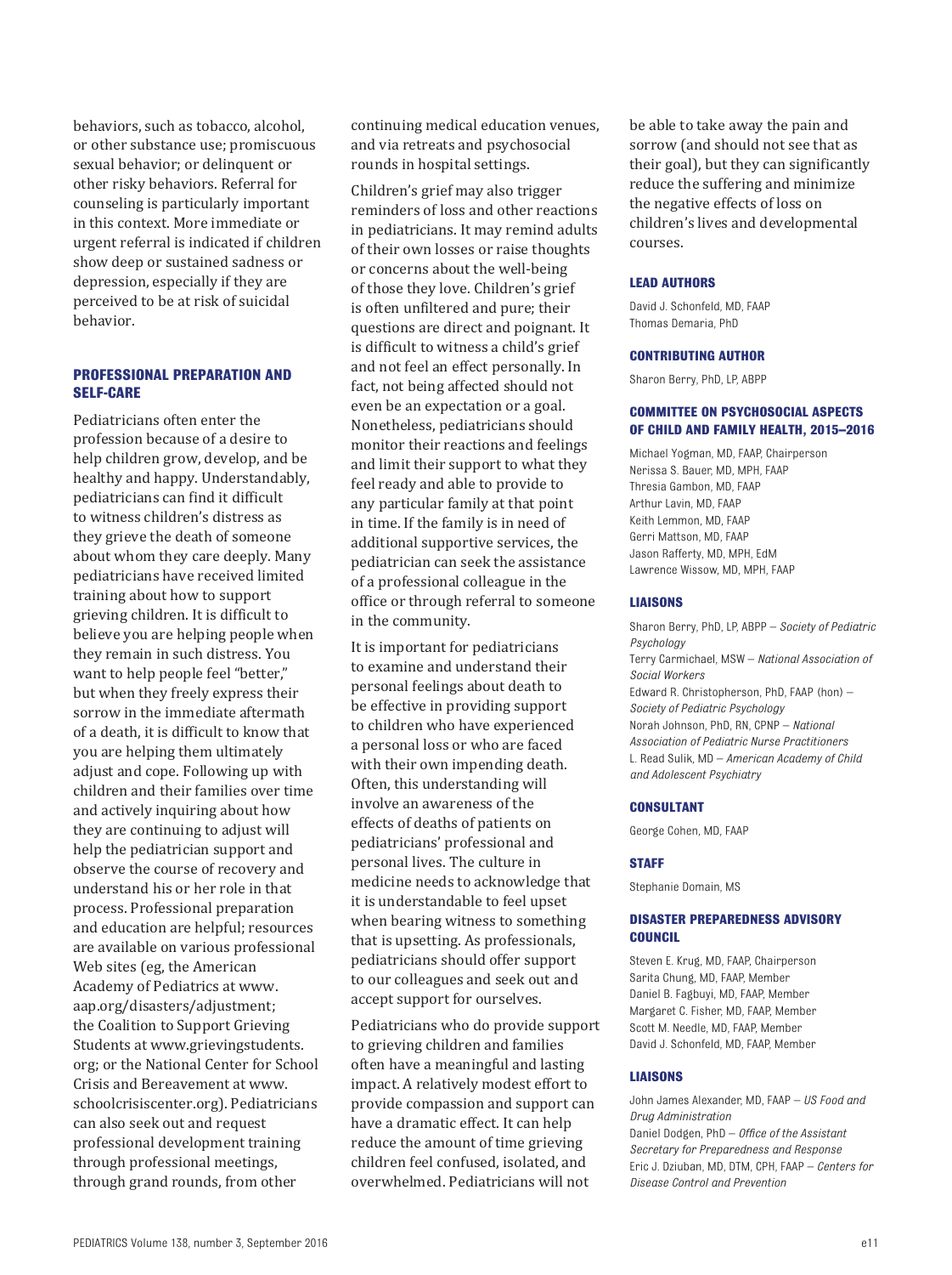behaviors, such as tobacco, alcohol, or other substance use; promiscuous sexual behavior; or delinquent or other risky behaviors. Referral for counseling is particularly important in this context. More immediate or urgent referral is indicated if children show deep or sustained sadness or depression, especially if they are perceived to be at risk of suicidal behavior.

## PROFESSIONAL PREPARATION AND SELF-CARE

Pediatricians often enter the profession because of a desire to help children grow, develop, and be healthy and happy. Understandably, pediatricians can find it difficult to witness children's distress as they grieve the death of someone about whom they care deeply. Many pediatricians have received limited training about how to support grieving children. It is difficult to believe you are helping people when they remain in such distress. You want to help people feel "better," but when they freely express their sorrow in the immediate aftermath of a death, it is difficult to know that you are helping them ultimately adjust and cope. Following up with children and their families over time and actively inquiring about how they are continuing to adjust will help the pediatrician support and observe the course of recovery and understand his or her role in that process. Professional preparation and education are helpful; resources are available on various professional Web sites (eg, the American Academy of Pediatrics at www.aap.org/disasters/adjustment; the Coalition to Support Grieving Students at www.grievingstudents.org; or the National Center for School Crisis and Bereavement at www.schoolcrisiscenter.org). Pediatricians can also seek out and request professional development training through professional meetings, through grand rounds, from other continuing medical education venues, and via retreats and psychosocial rounds in hospital settings.

Children's grief may also trigger reminders of loss and other reactions in pediatricians. It may remind adults of their own losses or raise thoughts or concerns about the well-being of those they love. Children's grief is often unfiltered and pure; their questions are direct and poignant. It is difficult to witness a child's grief and not feel an effect personally. In fact, not being affected should not even be an expectation or a goal. Nonetheless, pediatricians should monitor their reactions and feelings and limit their support to what they feel ready and able to provide to any particular family at that point in time. If the family is in need of additional supportive services, the pediatrician can seek the assistance of a professional colleague in the office or through referral to someone in the community.

It is important for pediatricians to examine and understand their personal feelings about death to be effective in providing support to children who have experienced a personal loss or who are faced with their own impending death. Often, this understanding will involve an awareness of the effects of deaths of patients on pediatricians' professional and personal lives. The culture in medicine needs to acknowledge that it is understandable to feel upset when bearing witness to something that is upsetting. As professionals, pediatricians should offer support to our colleagues and seek out and accept support for ourselves.

Pediatricians who do provide support to grieving children and families often have a meaningful and lasting impact. A relatively modest effort to provide compassion and support can have a dramatic effect. It can help reduce the amount of time grieving children feel confused, isolated, and overwhelmed. Pediatricians will not be able to take away the pain and sorrow (and should not see that as their goal), but they can significantly reduce the suffering and minimize the negative effects of loss on children's lives and developmental courses.

## LEAD AUTHORS

David J. Schonfeld, MD, FAAP
Thomas Demaria, PhD

## CONTRIBUTING AUTHOR

Sharon Berry, PhD, LP, ABPP

## COMMITTEE ON PSYCHOSOCIAL ASPECTS OF CHILD AND FAMILY HEALTH, 2015–2016

Michael Yogman, MD, FAAP, Chairperson
Nerissa S. Bauer, MD, MPH, FAAP
Thresia Gambon, MD, FAAP
Arthur Lavin, MD, FAAP
Keith Lemmon, MD, FAAP
Gerri Mattson, MD, FAAP
Jason Rafferty, MD, MPH, EdM
Lawrence Wissow, MD, MPH, FAAP

## LIAISONS

Sharon Berry, PhD, LP, ABPP – *Society of Pediatric Psychology*
Terry Carmichael, MSW – *National Association of Social Workers*
Edward R. Christopherson, PhD, FAAP (hon) – *Society of Pediatric Psychology*
Norah Johnson, PhD, RN, CPNP – *National Association of Pediatric Nurse Practitioners*
L. Read Sulik, MD – *American Academy of Child and Adolescent Psychiatry*

## CONSULTANT

George Cohen, MD, FAAP

## STAFF

Stephanie Domain, MS

## DISASTER PREPAREDNESS ADVISORY COUNCIL

Steven E. Krug, MD, FAAP, Chairperson
Sarita Chung, MD, FAAP, Member
Daniel B. Fagbuyi, MD, FAAP, Member
Margaret C. Fisher, MD, FAAP, Member
Scott M. Needle, MD, FAAP, Member
David J. Schonfeld, MD, FAAP, Member

## LIAISONS

John James Alexander, MD, FAAP – *US Food and Drug Administration*
Daniel Dodgen, PhD – *Office of the Assistant Secretary for Preparedness and Response*
Eric J. Dziuban, MD, DTM, CPH, FAAP – *Centers for Disease Control and Prevention*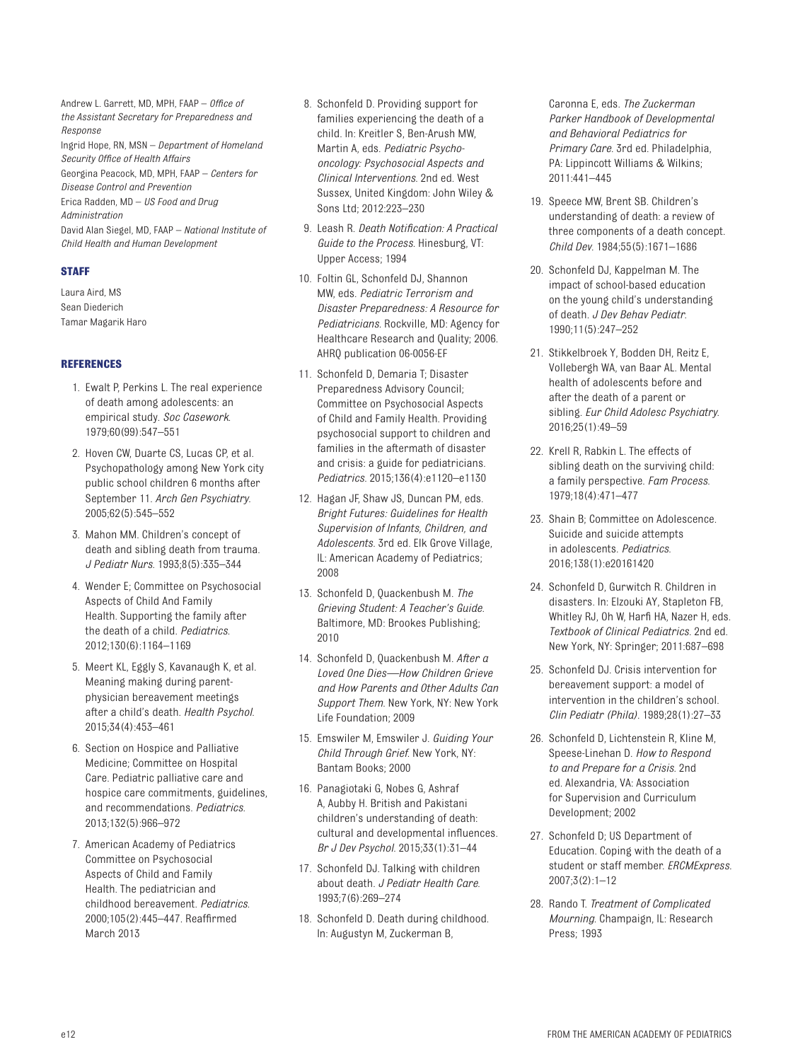Andrew L. Garrett, MD, MPH, FAAP – *Office of the Assistant Secretary for Preparedness and Response*
Ingrid Hope, RN, MSN – *Department of Homeland Security Office of Health Affairs*
Georgina Peacock, MD, MPH, FAAP – *Centers for Disease Control and Prevention*
Erica Radden, MD – *US Food and Drug Administration*
David Alan Siegel, MD, FAAP – *National Institute of Child Health and Human Development*

### STAFF

Laura Aird, MS
Sean Diederich
Tamar Magarik Haro

### REFERENCES

1. Ewalt P, Perkins L. The real experience of death among adolescents: an empirical study. *Soc Casework*. 1979;60(99):547–551
2. Hoven CW, Duarte CS, Lucas CP, et al. Psychopathology among New York city public school children 6 months after September 11. *Arch Gen Psychiatry*. 2005;62(5):545–552
3. Mahon MM. Children's concept of death and sibling death from trauma. *J Pediatr Nurs*. 1993;8(5):335–344
4. Wender E; Committee on Psychosocial Aspects of Child And Family Health. Supporting the family after the death of a child. *Pediatrics*. 2012;130(6):1164–1169
5. Meert KL, Eggly S, Kavanaugh K, et al. Meaning making during parent-physician bereavement meetings after a child's death. *Health Psychol*. 2015;34(4):453–461
6. Section on Hospice and Palliative Medicine; Committee on Hospital Care. Pediatric palliative care and hospice care commitments, guidelines, and recommendations. *Pediatrics*. 2013;132(5):966–972
7. American Academy of Pediatrics Committee on Psychosocial Aspects of Child and Family Health. The pediatrician and childhood bereavement. *Pediatrics*. 2000;105(2):445–447. Reaffirmed March 2013
8. Schonfeld D. Providing support for families experiencing the death of a child. In: Kreitler S, Ben-Arush MW, Martin A, eds. *Pediatric Psycho-oncology: Psychosocial Aspects and Clinical Interventions*. 2nd ed. West Sussex, United Kingdom: John Wiley & Sons Ltd; 2012:223–230
9. Leash R. *Death Notification: A Practical Guide to the Process*. Hinesburg, VT: Upper Access; 1994
10. Foltin GL, Schonfeld DJ, Shannon MW, eds. *Pediatric Terrorism and Disaster Preparedness: A Resource for Pediatricians*. Rockville, MD: Agency for Healthcare Research and Quality; 2006. AHRQ publication 06-0056-EF
11. Schonfeld D, Demaria T; Disaster Preparedness Advisory Council; Committee on Psychosocial Aspects of Child and Family Health. Providing psychosocial support to children and families in the aftermath of disaster and crisis: a guide for pediatricians. *Pediatrics*. 2015;136(4):e1120–e1130
12. Hagan JF, Shaw JS, Duncan PM, eds. *Bright Futures: Guidelines for Health Supervision of Infants, Children, and Adolescents*. 3rd ed. Elk Grove Village, IL: American Academy of Pediatrics; 2008
13. Schonfeld D, Quackenbush M. *The Grieving Student: A Teacher's Guide*. Baltimore, MD: Brookes Publishing; 2010
14. Schonfeld D, Quackenbush M. *After a Loved One Dies—How Children Grieve and How Parents and Other Adults Can Support Them*. New York, NY: New York Life Foundation; 2009
15. Emswiler M, Emswiler J. *Guiding Your Child Through Grief*. New York, NY: Bantam Books; 2000
16. Panagiotaki G, Nobes G, Ashraf A, Aubby H. British and Pakistani children's understanding of death: cultural and developmental influences. *Br J Dev Psychol*. 2015;33(1):31–44
17. Schonfeld DJ. Talking with children about death. *J Pediatr Health Care*. 1993;7(6):269–274
18. Schonfeld D. Death during childhood. In: Augustyn M, Zuckerman B, Caronna E, eds. *The Zuckerman Parker Handbook of Developmental and Behavioral Pediatrics for Primary Care*. 3rd ed. Philadelphia, PA: Lippincott Williams & Wilkins; 2011:441–445
19. Speece MW, Brent SB. Children's understanding of death: a review of three components of a death concept. *Child Dev*. 1984;55(5):1671–1686
20. Schonfeld DJ, Kappelman M. The impact of school-based education on the young child's understanding of death. *J Dev Behav Pediatr*. 1990;11(5):247–252
21. Stikkelbroek Y, Bodden DH, Reitz E, Vollebergh WA, van Baar AL. Mental health of adolescents before and after the death of a parent or sibling. *Eur Child Adolesc Psychiatry*. 2016;25(1):49–59
22. Krell R, Rabkin L. The effects of sibling death on the surviving child: a family perspective. *Fam Process*. 1979;18(4):471–477
23. Shain B; Committee on Adolescence. Suicide and suicide attempts in adolescents. *Pediatrics*. 2016;138(1):e20161420
24. Schonfeld D, Gurwitch R. Children in disasters. In: Elzouki AY, Stapleton FB, Whitley RJ, Oh W, Harfi HA, Nazer H, eds. *Textbook of Clinical Pediatrics*. 2nd ed. New York, NY: Springer; 2011:687–698
25. Schonfeld DJ. Crisis intervention for bereavement support: a model of intervention in the children's school. *Clin Pediatr (Phila)*. 1989;28(1):27–33
26. Schonfeld D, Lichtenstein R, Kline M, Speese-Linehan D. *How to Respond to and Prepare for a Crisis*. 2nd ed. Alexandria, VA: Association for Supervision and Curriculum Development; 2002
27. Schonfeld D; US Department of Education. Coping with the death of a student or staff member. *ERCMExpress*. 2007;3(2):1–12
28. Rando T. *Treatment of Complicated Mourning*. Champaign, IL: Research Press; 1993